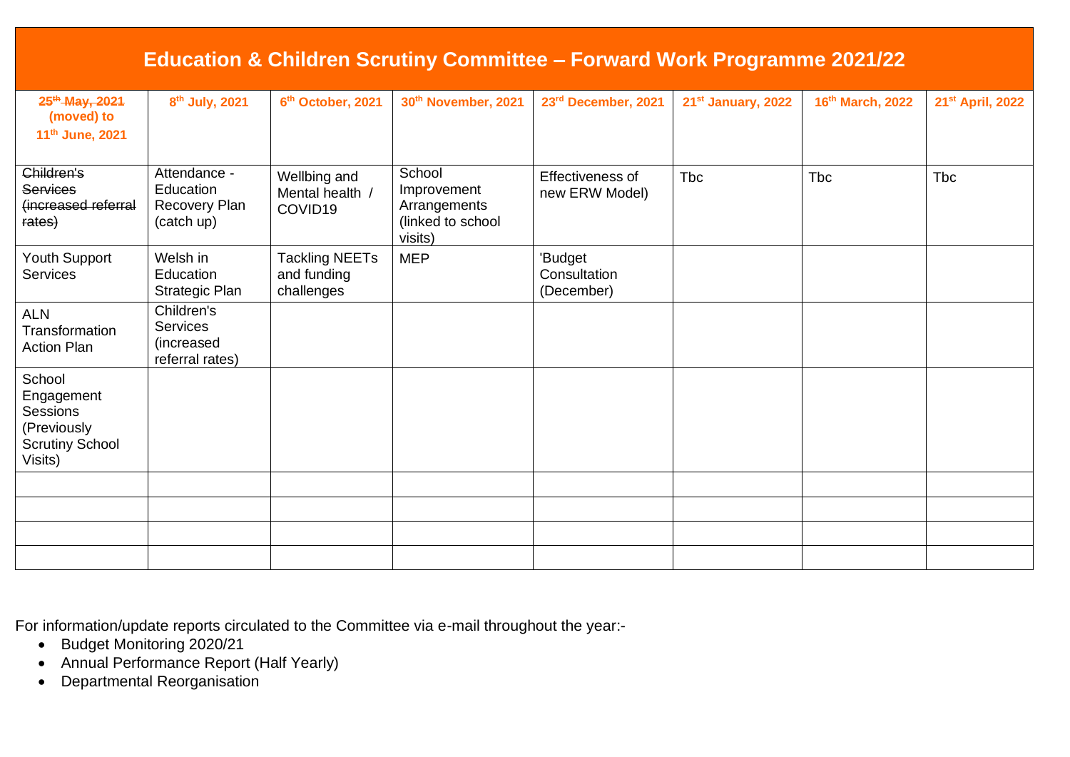# Education & Children Scrutiny Committee – Forward Work Programme 2021/22

| ~~25th May, 2021~~ (moved) to 11th June, 2021 | 8th July, 2021 | 6th October, 2021 | 30th November, 2021 | 23rd December, 2021 | 21st January, 2022 | 16th March, 2022 | 21st April, 2022 |
|---|---|---|---|---|---|---|---|
| ~~Children's Services (increased referral rates)~~ | Attendance - Education Recovery Plan (catch up) | Wellbing and Mental health / COVID19 | School Improvement Arrangements (linked to school visits) | Effectiveness of new ERW Model) | Tbc | Tbc | Tbc |
| Youth Support Services | Welsh in Education Strategic Plan | Tackling NEETs and funding challenges | MEP | 'Budget Consultation (December) | | | |
| ALN Transformation Action Plan | Children's Services (increased referral rates) | | | | | | |
| School Engagement Sessions (Previously Scrutiny School Visits) | | | | | | | |
| | | | | | | | |
| | | | | | | | |
| | | | | | | | |
| | | | | | | | |

For information/update reports circulated to the Committee via e-mail throughout the year:-

- Budget Monitoring 2020/21
- Annual Performance Report (Half Yearly)
- Departmental Reorganisation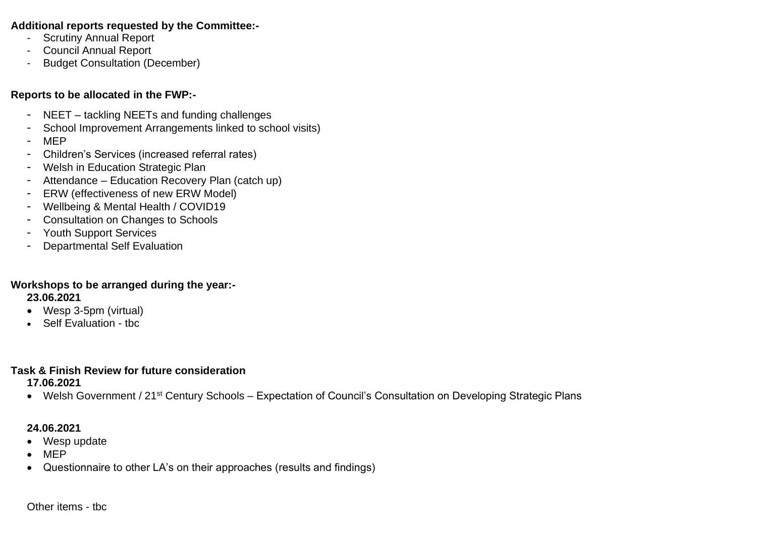**Additional reports requested by the Committee:-**

- Scrutiny Annual Report
- Council Annual Report
- Budget Consultation (December)

**Reports to be allocated in the FWP:-**

- NEET – tackling NEETs and funding challenges
- School Improvement Arrangements linked to school visits)
- MEP
- Children's Services (increased referral rates)
- Welsh in Education Strategic Plan
- Attendance – Education Recovery Plan (catch up)
- ERW (effectiveness of new ERW Model)
- Wellbeing & Mental Health / COVID19
- Consultation on Changes to Schools
- Youth Support Services
- Departmental Self Evaluation

**Workshops to be arranged during the year:-**

**23.06.2021**

- Wesp 3-5pm (virtual)
- Self Evaluation - tbc

**Task & Finish Review for future consideration**

**17.06.2021**

- Welsh Government / 21st Century Schools – Expectation of Council's Consultation on Developing Strategic Plans

**24.06.2021**

- Wesp update
- MEP
- Questionnaire to other LA's on their approaches (results and findings)

Other items - tbc